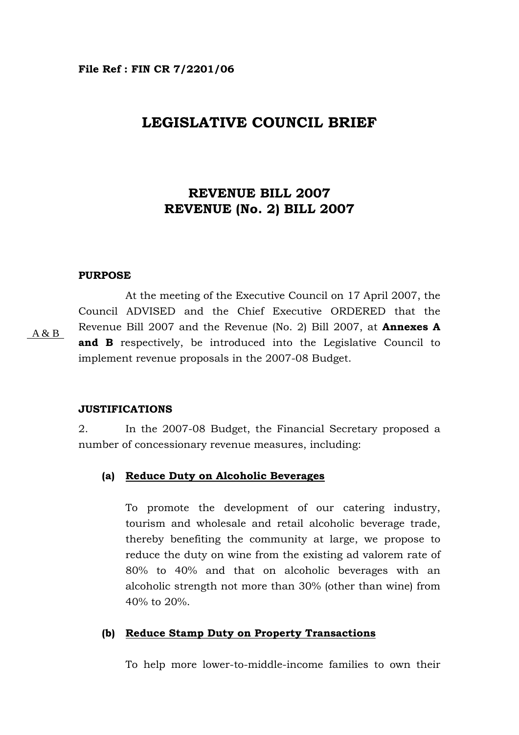**File Ref : FIN CR 7/2201/06**

# LEGISLATIVE COUNCIL BRIEF

## REVENUE BILL 2007
## REVENUE (No. 2) BILL 2007

### PURPOSE

A & B

At the meeting of the Executive Council on 17 April 2007, the Council ADVISED and the Chief Executive ORDERED that the Revenue Bill 2007 and the Revenue (No. 2) Bill 2007, at **Annexes A and B** respectively, be introduced into the Legislative Council to implement revenue proposals in the 2007-08 Budget.

### JUSTIFICATIONS

2. In the 2007-08 Budget, the Financial Secretary proposed a number of concessionary revenue measures, including:

**(a) Reduce Duty on Alcoholic Beverages**

To promote the development of our catering industry, tourism and wholesale and retail alcoholic beverage trade, thereby benefiting the community at large, we propose to reduce the duty on wine from the existing ad valorem rate of 80% to 40% and that on alcoholic beverages with an alcoholic strength not more than 30% (other than wine) from 40% to 20%.

**(b) Reduce Stamp Duty on Property Transactions**

To help more lower-to-middle-income families to own their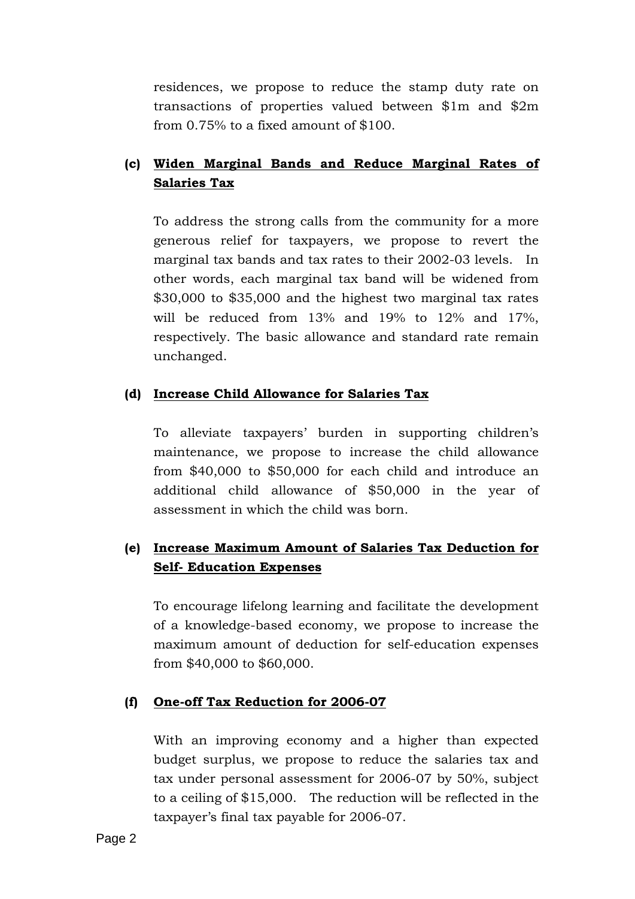residences, we propose to reduce the stamp duty rate on transactions of properties valued between $1m and $2m from 0.75% to a fixed amount of $100.

**(c) <u>Widen Marginal Bands and Reduce Marginal Rates of Salaries Tax</u>**

To address the strong calls from the community for a more generous relief for taxpayers, we propose to revert the marginal tax bands and tax rates to their 2002-03 levels. In other words, each marginal tax band will be widened from $30,000 to $35,000 and the highest two marginal tax rates will be reduced from 13% and 19% to 12% and 17%, respectively. The basic allowance and standard rate remain unchanged.

**(d) <u>Increase Child Allowance for Salaries Tax</u>**

To alleviate taxpayers' burden in supporting children's maintenance, we propose to increase the child allowance from $40,000 to $50,000 for each child and introduce an additional child allowance of $50,000 in the year of assessment in which the child was born.

**(e) <u>Increase Maximum Amount of Salaries Tax Deduction for Self- Education Expenses</u>**

To encourage lifelong learning and facilitate the development of a knowledge-based economy, we propose to increase the maximum amount of deduction for self-education expenses from $40,000 to $60,000.

**(f) <u>One-off Tax Reduction for 2006-07</u>**

With an improving economy and a higher than expected budget surplus, we propose to reduce the salaries tax and tax under personal assessment for 2006-07 by 50%, subject to a ceiling of $15,000. The reduction will be reflected in the taxpayer's final tax payable for 2006-07.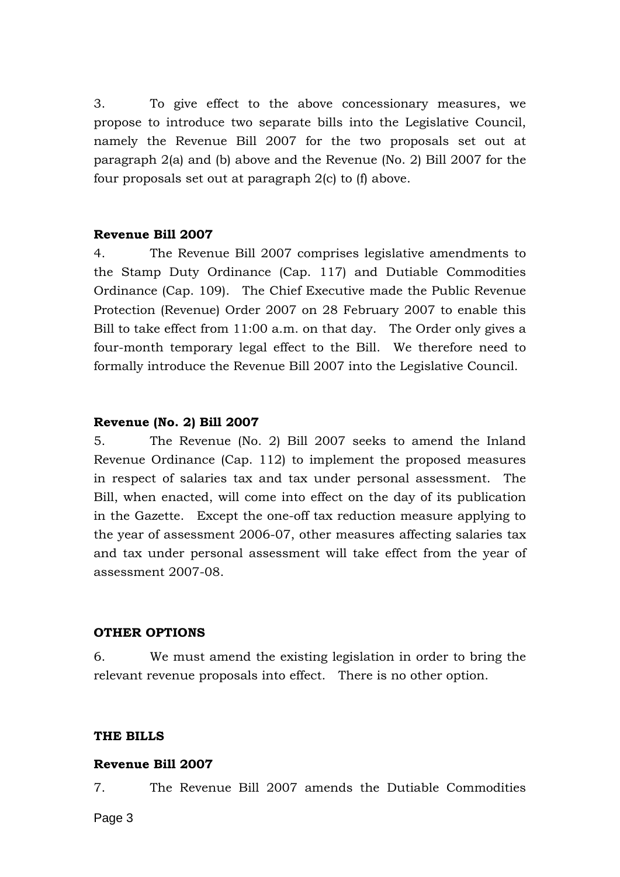3. To give effect to the above concessionary measures, we propose to introduce two separate bills into the Legislative Council, namely the Revenue Bill 2007 for the two proposals set out at paragraph 2(a) and (b) above and the Revenue (No. 2) Bill 2007 for the four proposals set out at paragraph 2(c) to (f) above.

**Revenue Bill 2007**

4. The Revenue Bill 2007 comprises legislative amendments to the Stamp Duty Ordinance (Cap. 117) and Dutiable Commodities Ordinance (Cap. 109). The Chief Executive made the Public Revenue Protection (Revenue) Order 2007 on 28 February 2007 to enable this Bill to take effect from 11:00 a.m. on that day. The Order only gives a four-month temporary legal effect to the Bill. We therefore need to formally introduce the Revenue Bill 2007 into the Legislative Council.

**Revenue (No. 2) Bill 2007**

5. The Revenue (No. 2) Bill 2007 seeks to amend the Inland Revenue Ordinance (Cap. 112) to implement the proposed measures in respect of salaries tax and tax under personal assessment. The Bill, when enacted, will come into effect on the day of its publication in the Gazette. Except the one-off tax reduction measure applying to the year of assessment 2006-07, other measures affecting salaries tax and tax under personal assessment will take effect from the year of assessment 2007-08.

**OTHER OPTIONS**

6. We must amend the existing legislation in order to bring the relevant revenue proposals into effect. There is no other option.

**THE BILLS**

**Revenue Bill 2007**

7. The Revenue Bill 2007 amends the Dutiable Commodities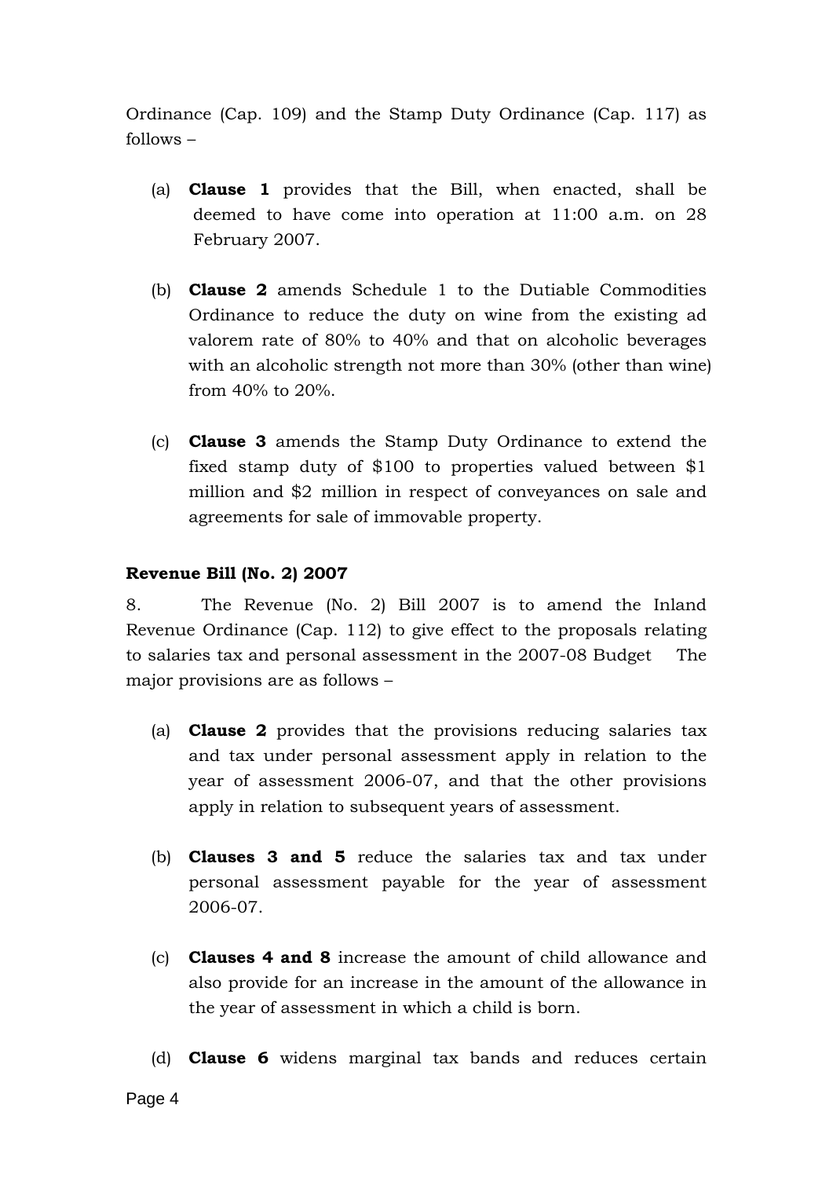Ordinance (Cap. 109) and the Stamp Duty Ordinance (Cap. 117) as follows –

(a) **Clause 1** provides that the Bill, when enacted, shall be deemed to have come into operation at 11:00 a.m. on 28 February 2007.

(b) **Clause 2** amends Schedule 1 to the Dutiable Commodities Ordinance to reduce the duty on wine from the existing ad valorem rate of 80% to 40% and that on alcoholic beverages with an alcoholic strength not more than 30% (other than wine) from 40% to 20%.

(c) **Clause 3** amends the Stamp Duty Ordinance to extend the fixed stamp duty of $100 to properties valued between $1 million and $2 million in respect of conveyances on sale and agreements for sale of immovable property.

**Revenue Bill (No. 2) 2007**

8. The Revenue (No. 2) Bill 2007 is to amend the Inland Revenue Ordinance (Cap. 112) to give effect to the proposals relating to salaries tax and personal assessment in the 2007-08 Budget The major provisions are as follows –

(a) **Clause 2** provides that the provisions reducing salaries tax and tax under personal assessment apply in relation to the year of assessment 2006-07, and that the other provisions apply in relation to subsequent years of assessment.

(b) **Clauses 3 and 5** reduce the salaries tax and tax under personal assessment payable for the year of assessment 2006-07.

(c) **Clauses 4 and 8** increase the amount of child allowance and also provide for an increase in the amount of the allowance in the year of assessment in which a child is born.

(d) **Clause 6** widens marginal tax bands and reduces certain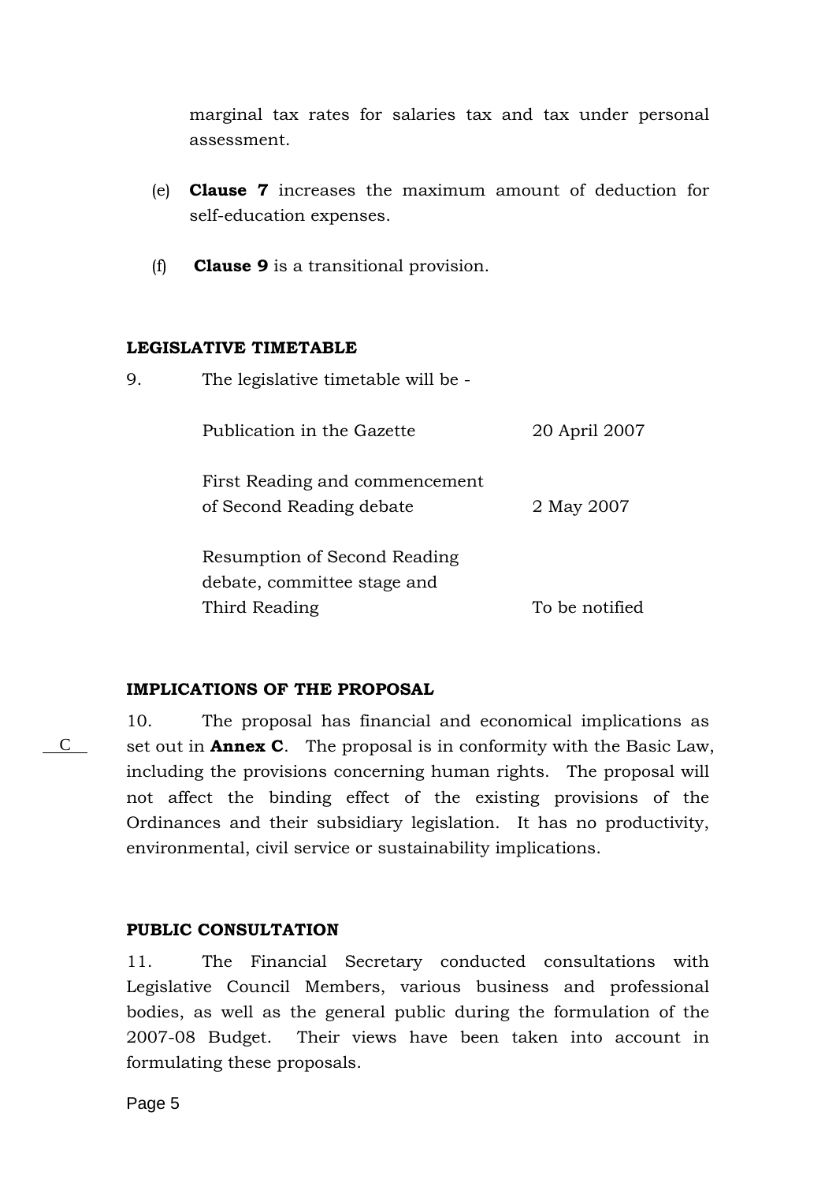marginal tax rates for salaries tax and tax under personal assessment.

(e) **Clause 7** increases the maximum amount of deduction for self-education expenses.

(f) **Clause 9** is a transitional provision.

### LEGISLATIVE TIMETABLE

9. The legislative timetable will be -

| | |
|---|---|
| Publication in the Gazette | 20 April 2007 |
| First Reading and commencement of Second Reading debate | 2 May 2007 |
| Resumption of Second Reading debate, committee stage and Third Reading | To be notified |

### IMPLICATIONS OF THE PROPOSAL

C

10. The proposal has financial and economical implications as set out in **Annex C**. The proposal is in conformity with the Basic Law, including the provisions concerning human rights. The proposal will not affect the binding effect of the existing provisions of the Ordinances and their subsidiary legislation. It has no productivity, environmental, civil service or sustainability implications.

### PUBLIC CONSULTATION

11. The Financial Secretary conducted consultations with Legislative Council Members, various business and professional bodies, as well as the general public during the formulation of the 2007-08 Budget. Their views have been taken into account in formulating these proposals.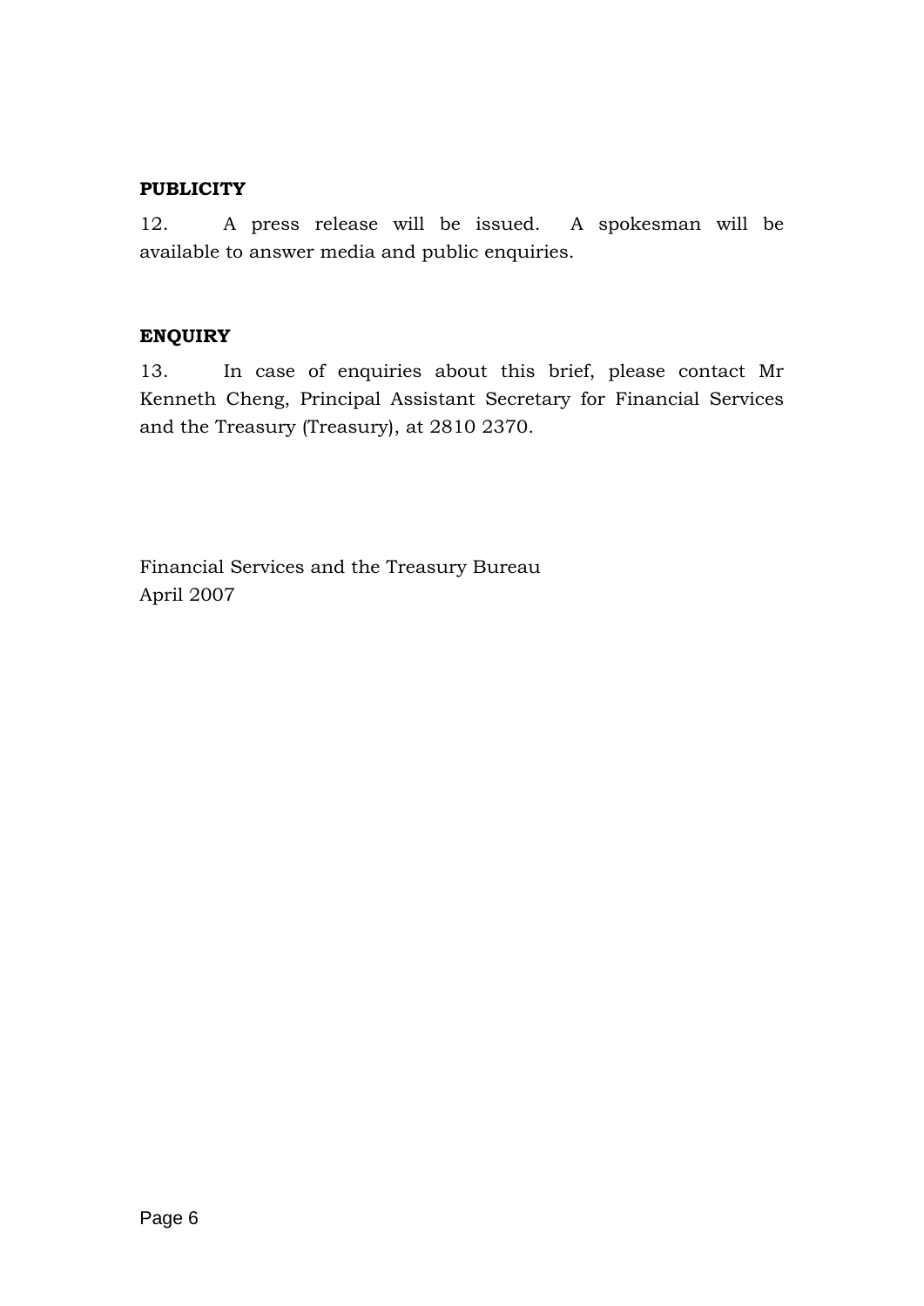**PUBLICITY**

12. A press release will be issued. A spokesman will be available to answer media and public enquiries.

**ENQUIRY**

13. In case of enquiries about this brief, please contact Mr Kenneth Cheng, Principal Assistant Secretary for Financial Services and the Treasury (Treasury), at 2810 2370.

Financial Services and the Treasury Bureau
April 2007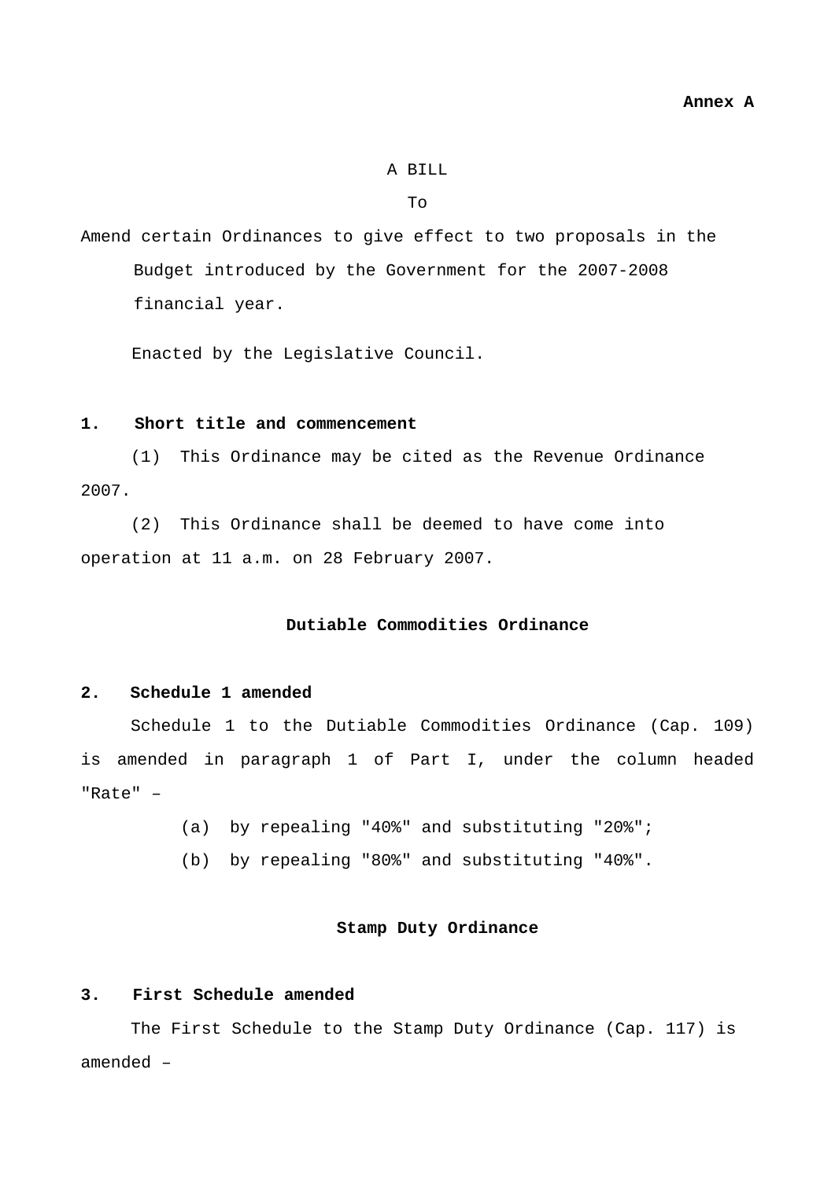**Annex A**

A BILL

To

Amend certain Ordinances to give effect to two proposals in the Budget introduced by the Government for the 2007-2008 financial year.

Enacted by the Legislative Council.

**1. Short title and commencement**

(1) This Ordinance may be cited as the Revenue Ordinance 2007.

(2) This Ordinance shall be deemed to have come into operation at 11 a.m. on 28 February 2007.

**Dutiable Commodities Ordinance**

**2. Schedule 1 amended**

Schedule 1 to the Dutiable Commodities Ordinance (Cap. 109) is amended in paragraph 1 of Part I, under the column headed "Rate" –

(a) by repealing "40%" and substituting "20%";

(b) by repealing "80%" and substituting "40%".

**Stamp Duty Ordinance**

**3. First Schedule amended**

The First Schedule to the Stamp Duty Ordinance (Cap. 117) is amended –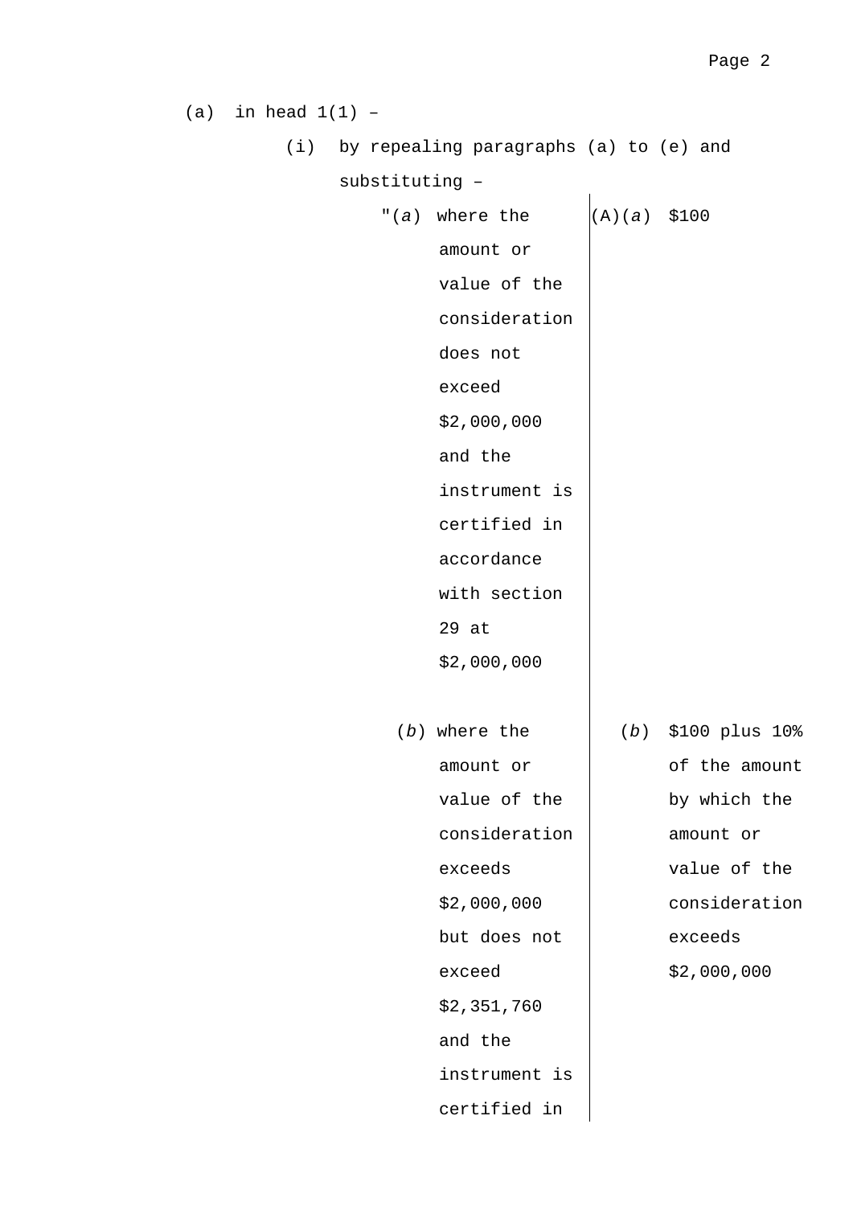(a) in head 1(1) –

(i) by repealing paragraphs (a) to (e) and substituting –

| | |
|---|---|
| "(*a*) where the amount or value of the consideration does not exceed $2,000,000 and the instrument is certified in accordance with section 29 at $2,000,000 | (A)(*a*) $100 |
| (*b*) where the amount or value of the consideration exceeds $2,000,000 but does not exceed $2,351,760 and the instrument is certified in | (*b*) $100 plus 10% of the amount by which the amount or value of the consideration exceeds $2,000,000 |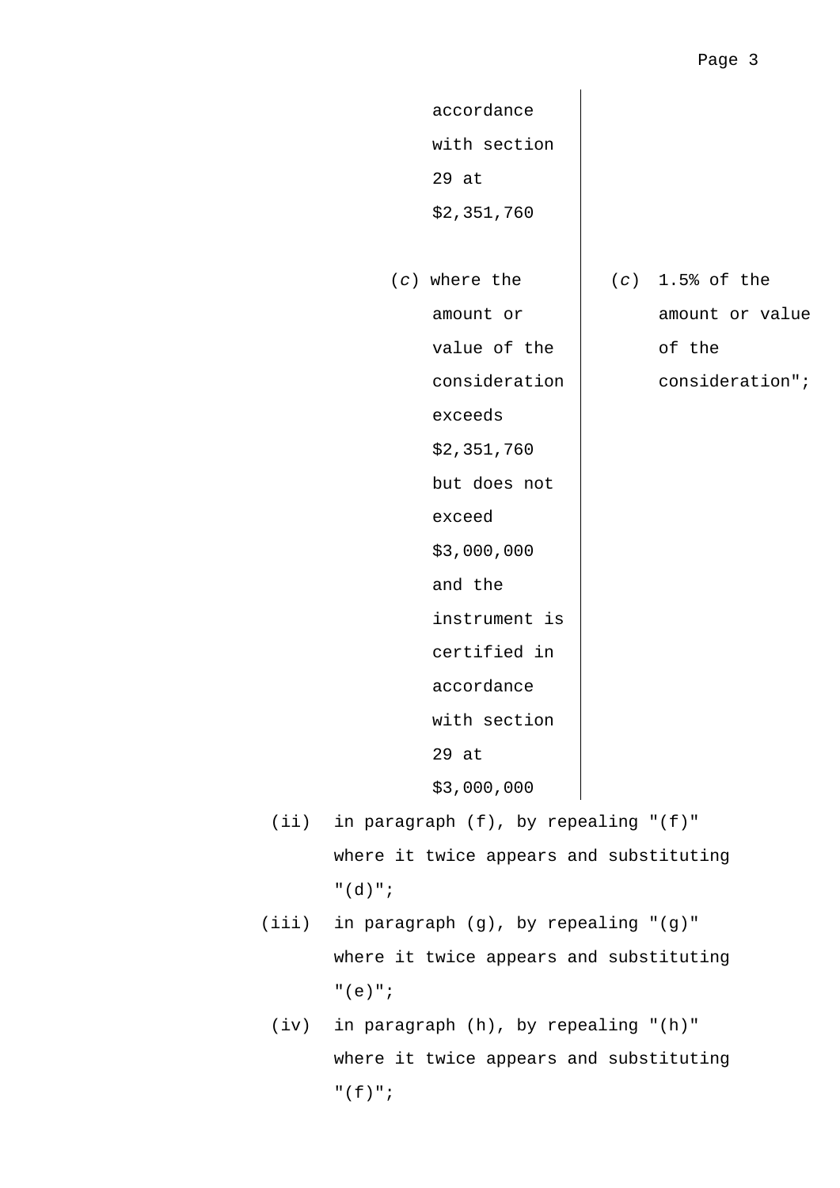| | |
|---|---|
| accordance with section 29 at $2,351,760 | |
| (*c*) where the amount or value of the consideration exceeds $2,351,760 but does not exceed $3,000,000 and the instrument is certified in accordance with section 29 at $3,000,000 | (*c*) 1.5% of the amount or value of the consideration"; |

(ii) in paragraph (f), by repealing "(f)" where it twice appears and substituting "(d)";

(iii) in paragraph (g), by repealing "(g)" where it twice appears and substituting "(e)";

(iv) in paragraph (h), by repealing "(h)" where it twice appears and substituting "(f)";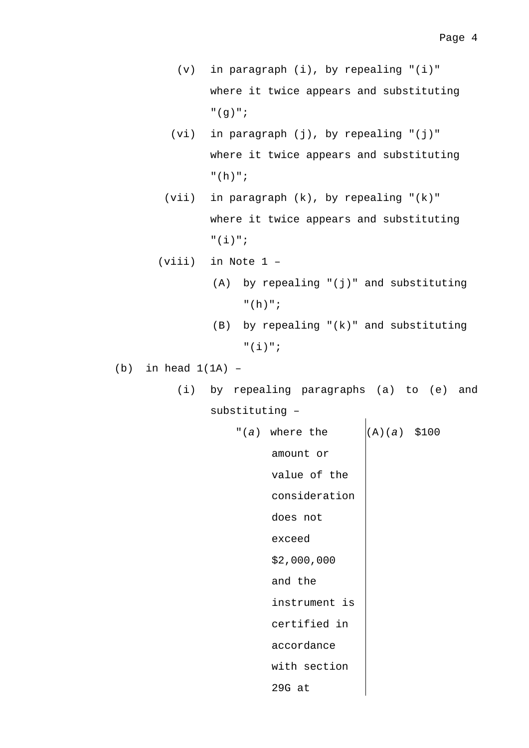(v) in paragraph (i), by repealing "(i)" where it twice appears and substituting "(g)";

(vi) in paragraph (j), by repealing "(j)" where it twice appears and substituting "(h)";

(vii) in paragraph (k), by repealing "(k)" where it twice appears and substituting "(i)";

(viii) in Note 1 –

(A) by repealing "(j)" and substituting "(h)";

(B) by repealing "(k)" and substituting "(i)";

(b) in head 1(1A) –

(i) by repealing paragraphs (a) to (e) and substituting –

| | |
|---|---|
| "(*a*) where the amount or value of the consideration does not exceed $2,000,000 and the instrument is certified in accordance with section 29G at | (A)(*a*) $100 |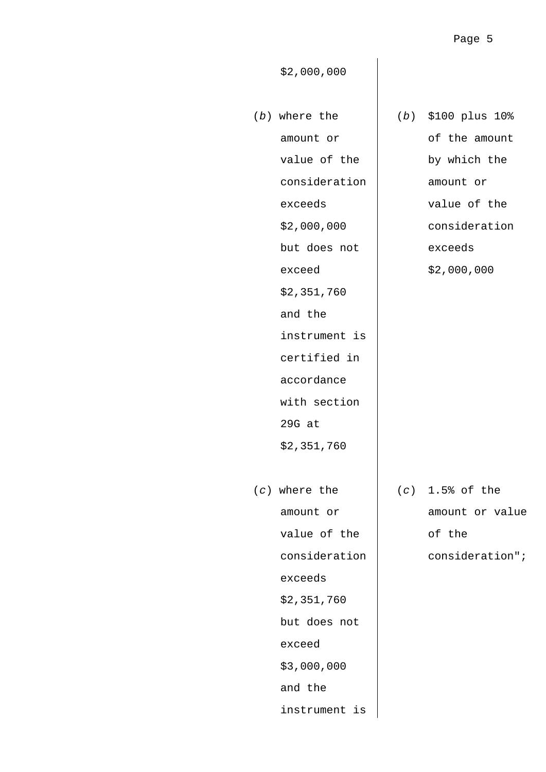| | |
|---|---|
| $2,000,000 | |
| (*b*) where the amount or value of the consideration exceeds $2,000,000 but does not exceed $2,351,760 and the instrument is certified in accordance with section 29G at $2,351,760 | (*b*) $100 plus 10% of the amount by which the amount or value of the consideration exceeds $2,000,000 |
| (*c*) where the amount or value of the consideration exceeds $2,351,760 but does not exceed $3,000,000 and the instrument is | (*c*) 1.5% of the amount or value of the consideration"; |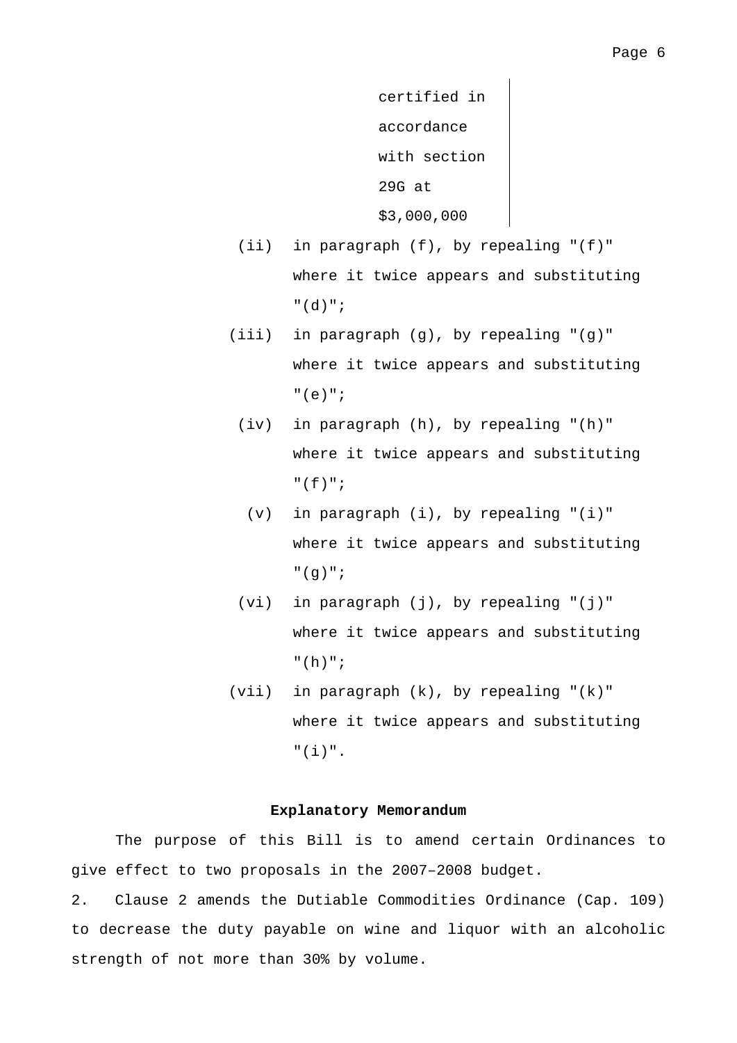certified in accordance with section 29G at $3,000,000

(ii) in paragraph (f), by repealing "(f)" where it twice appears and substituting "(d)";

(iii) in paragraph (g), by repealing "(g)" where it twice appears and substituting "(e)";

(iv) in paragraph (h), by repealing "(h)" where it twice appears and substituting "(f)";

(v) in paragraph (i), by repealing "(i)" where it twice appears and substituting "(g)";

(vi) in paragraph (j), by repealing "(j)" where it twice appears and substituting "(h)";

(vii) in paragraph (k), by repealing "(k)" where it twice appears and substituting "(i)".

**Explanatory Memorandum**

The purpose of this Bill is to amend certain Ordinances to give effect to two proposals in the 2007–2008 budget.

2. Clause 2 amends the Dutiable Commodities Ordinance (Cap. 109) to decrease the duty payable on wine and liquor with an alcoholic strength of not more than 30% by volume.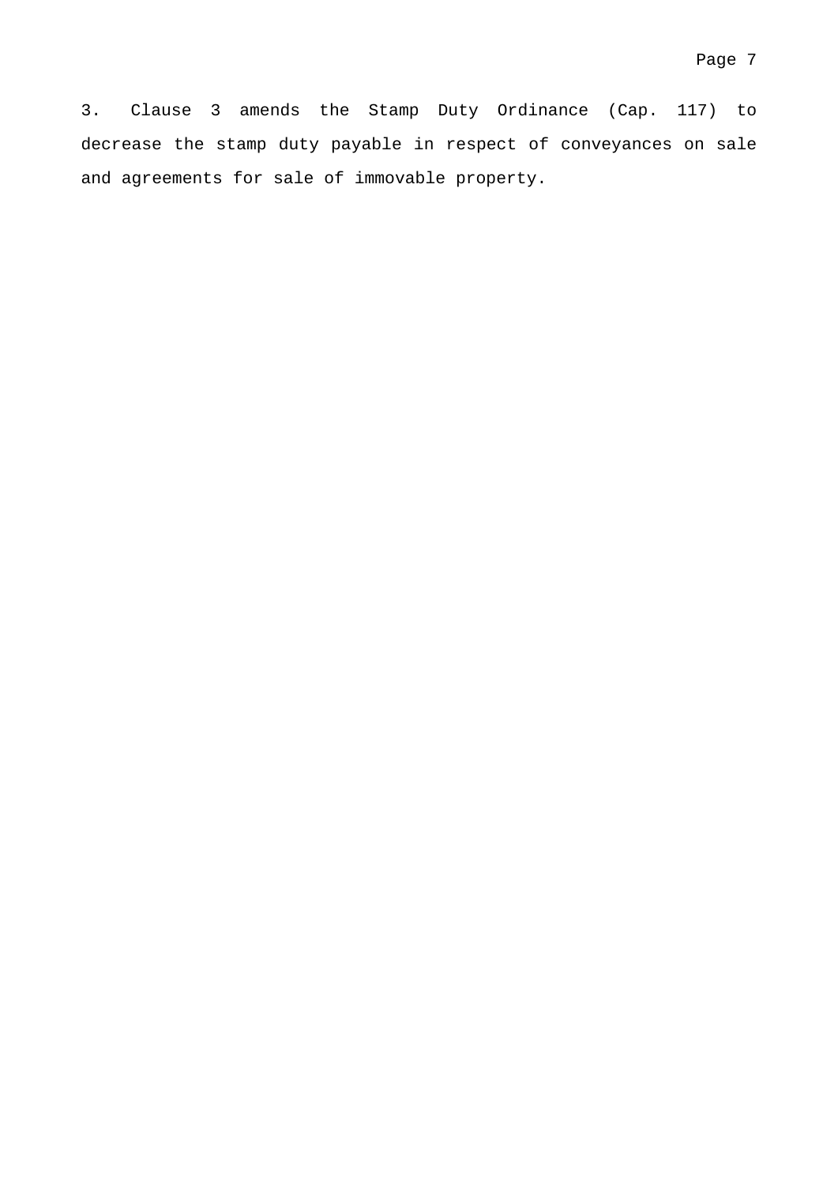3. Clause 3 amends the Stamp Duty Ordinance (Cap. 117) to decrease the stamp duty payable in respect of conveyances on sale and agreements for sale of immovable property.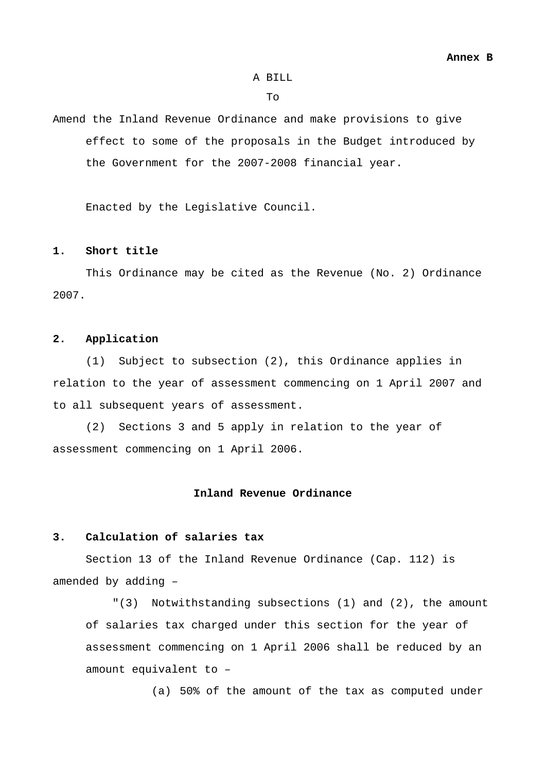**Annex B**

A BILL

To

Amend the Inland Revenue Ordinance and make provisions to give effect to some of the proposals in the Budget introduced by the Government for the 2007-2008 financial year.

Enacted by the Legislative Council.

**1. Short title**

This Ordinance may be cited as the Revenue (No. 2) Ordinance 2007.

**2. Application**

(1) Subject to subsection (2), this Ordinance applies in relation to the year of assessment commencing on 1 April 2007 and to all subsequent years of assessment.

(2) Sections 3 and 5 apply in relation to the year of assessment commencing on 1 April 2006.

**Inland Revenue Ordinance**

**3. Calculation of salaries tax**

Section 13 of the Inland Revenue Ordinance (Cap. 112) is amended by adding –

"(3) Notwithstanding subsections (1) and (2), the amount of salaries tax charged under this section for the year of assessment commencing on 1 April 2006 shall be reduced by an amount equivalent to –

(a) 50% of the amount of the tax as computed under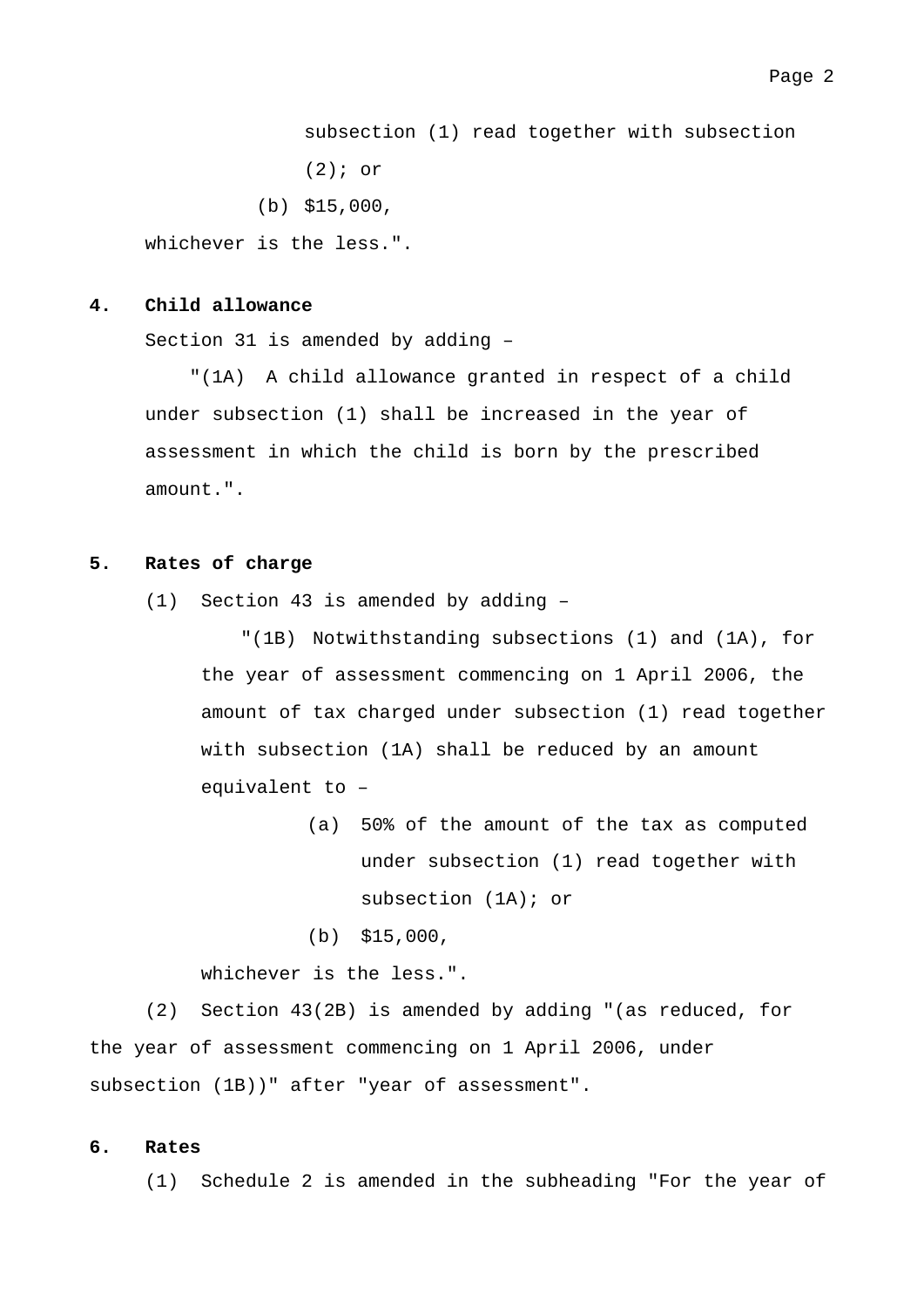subsection (1) read together with subsection (2); or

(b) $15,000,

whichever is the less.".

**4. Child allowance**

Section 31 is amended by adding –

"(1A) A child allowance granted in respect of a child under subsection (1) shall be increased in the year of assessment in which the child is born by the prescribed amount.".

**5. Rates of charge**

(1) Section 43 is amended by adding –

"(1B) Notwithstanding subsections (1) and (1A), for the year of assessment commencing on 1 April 2006, the amount of tax charged under subsection (1) read together with subsection (1A) shall be reduced by an amount equivalent to –

(a) 50% of the amount of the tax as computed under subsection (1) read together with subsection (1A); or

(b) $15,000,

whichever is the less.".

(2) Section 43(2B) is amended by adding "(as reduced, for the year of assessment commencing on 1 April 2006, under subsection (1B))" after "year of assessment".

**6. Rates**

(1) Schedule 2 is amended in the subheading "For the year of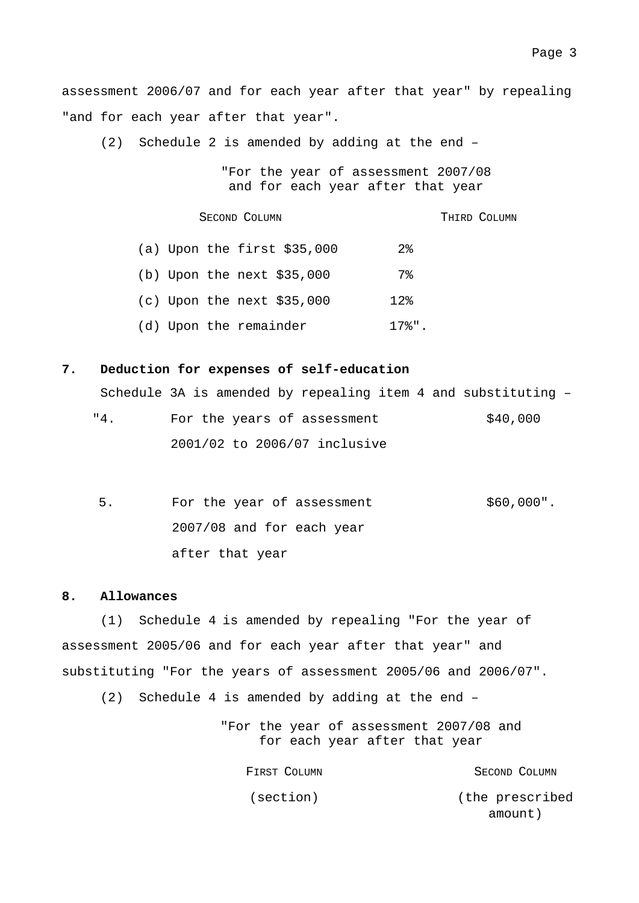assessment 2006/07 and for each year after that year" by repealing "and for each year after that year".

(2) Schedule 2 is amended by adding at the end –

"For the year of assessment 2007/08 and for each year after that year

| SECOND COLUMN | THIRD COLUMN |
|---|---|
| (a) Upon the first $35,000 | 2% |
| (b) Upon the next $35,000 | 7% |
| (c) Upon the next $35,000 | 12% |
| (d) Upon the remainder | 17%". |

**7. Deduction for expenses of self-education**

Schedule 3A is amended by repealing item 4 and substituting –

| | | |
|---|---|---|
| "4. | For the years of assessment 2001/02 to 2006/07 inclusive | $40,000 |
| 5. | For the year of assessment 2007/08 and for each year after that year | $60,000". |

**8. Allowances**

(1) Schedule 4 is amended by repealing "For the year of assessment 2005/06 and for each year after that year" and substituting "For the years of assessment 2005/06 and 2006/07".

(2) Schedule 4 is amended by adding at the end –

"For the year of assessment 2007/08 and for each year after that year

| FIRST COLUMN | SECOND COLUMN |
|---|---|
| (section) | (the prescribed amount) |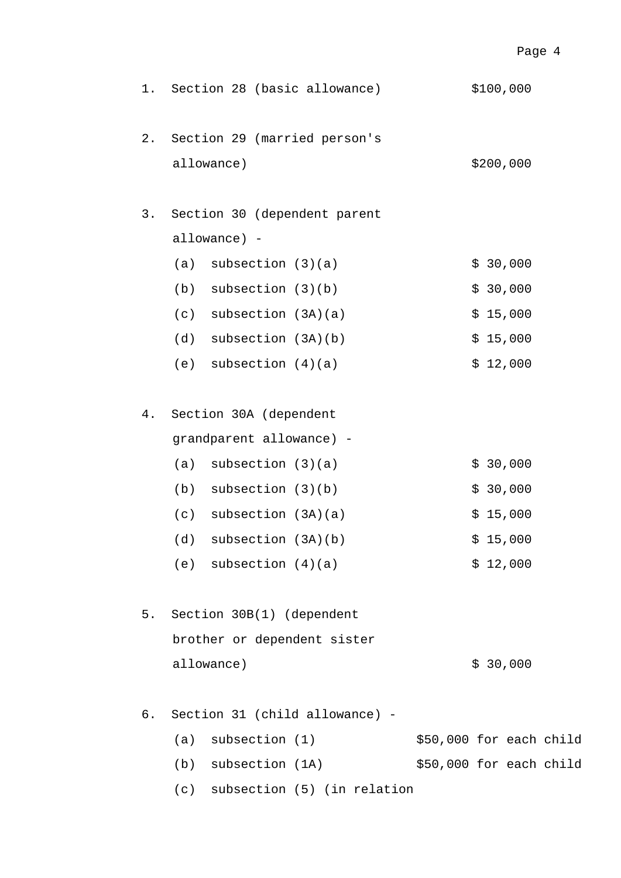| | | |
|---|---|---|
| 1. | Section 28 (basic allowance) | $100,000 |
| 2. | Section 29 (married person's allowance) | $200,000 |
| 3. | Section 30 (dependent parent allowance) - | |
| | (a) subsection (3)(a) | $ 30,000 |
| | (b) subsection (3)(b) | $ 30,000 |
| | (c) subsection (3A)(a) | $ 15,000 |
| | (d) subsection (3A)(b) | $ 15,000 |
| | (e) subsection (4)(a) | $ 12,000 |
| 4. | Section 30A (dependent grandparent allowance) - | |
| | (a) subsection (3)(a) | $ 30,000 |
| | (b) subsection (3)(b) | $ 30,000 |
| | (c) subsection (3A)(a) | $ 15,000 |
| | (d) subsection (3A)(b) | $ 15,000 |
| | (e) subsection (4)(a) | $ 12,000 |
| 5. | Section 30B(1) (dependent brother or dependent sister allowance) | $ 30,000 |
| 6. | Section 31 (child allowance) - | |
| | (a) subsection (1) | $50,000 for each child |
| | (b) subsection (1A) | $50,000 for each child |
| | (c) subsection (5) (in relation | |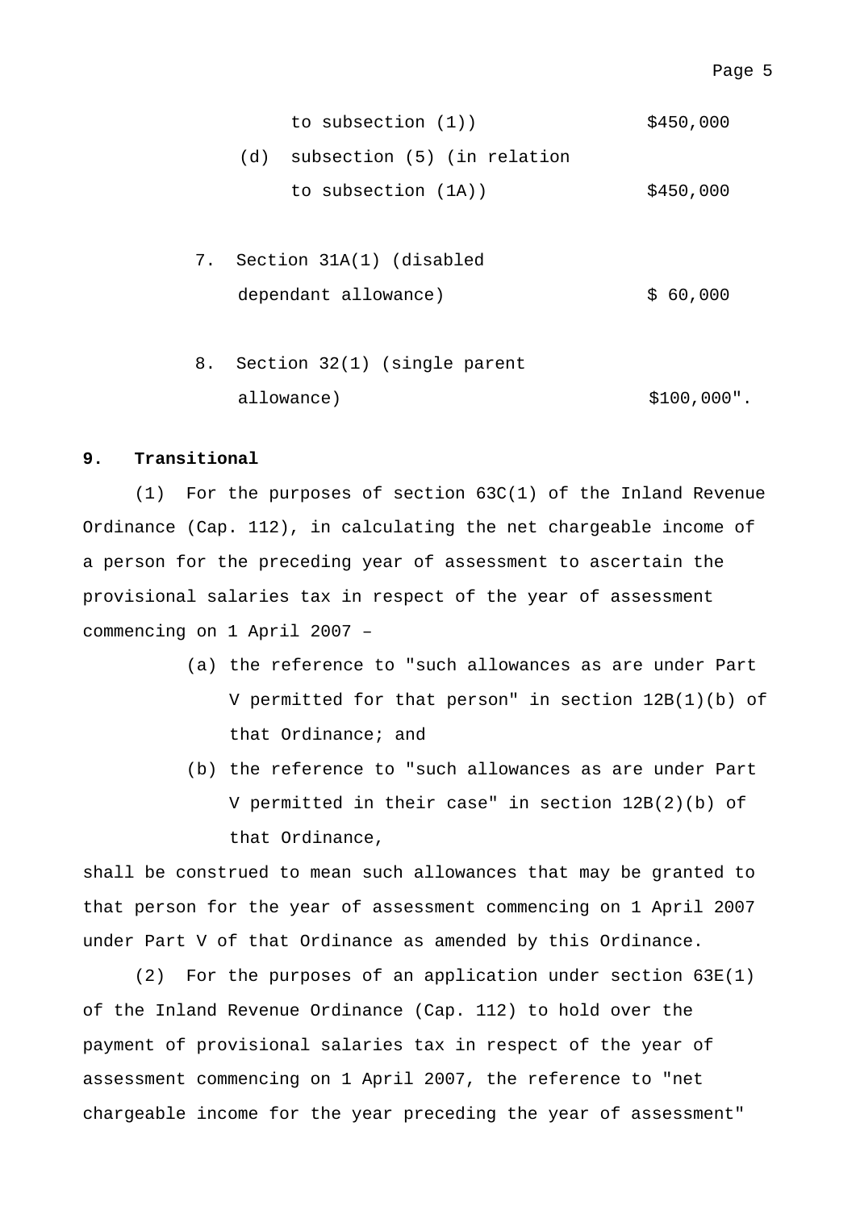to subsection (1)) $450,000

(d) subsection (5) (in relation to subsection (1A)) $450,000

7. Section 31A(1) (disabled dependant allowance) $ 60,000

8. Section 32(1) (single parent allowance) $100,000".

**9. Transitional**

(1) For the purposes of section 63C(1) of the Inland Revenue Ordinance (Cap. 112), in calculating the net chargeable income of a person for the preceding year of assessment to ascertain the provisional salaries tax in respect of the year of assessment commencing on 1 April 2007 –

(a) the reference to "such allowances as are under Part V permitted for that person" in section 12B(1)(b) of that Ordinance; and

(b) the reference to "such allowances as are under Part V permitted in their case" in section 12B(2)(b) of that Ordinance,

shall be construed to mean such allowances that may be granted to that person for the year of assessment commencing on 1 April 2007 under Part V of that Ordinance as amended by this Ordinance.

(2) For the purposes of an application under section 63E(1) of the Inland Revenue Ordinance (Cap. 112) to hold over the payment of provisional salaries tax in respect of the year of assessment commencing on 1 April 2007, the reference to "net chargeable income for the year preceding the year of assessment"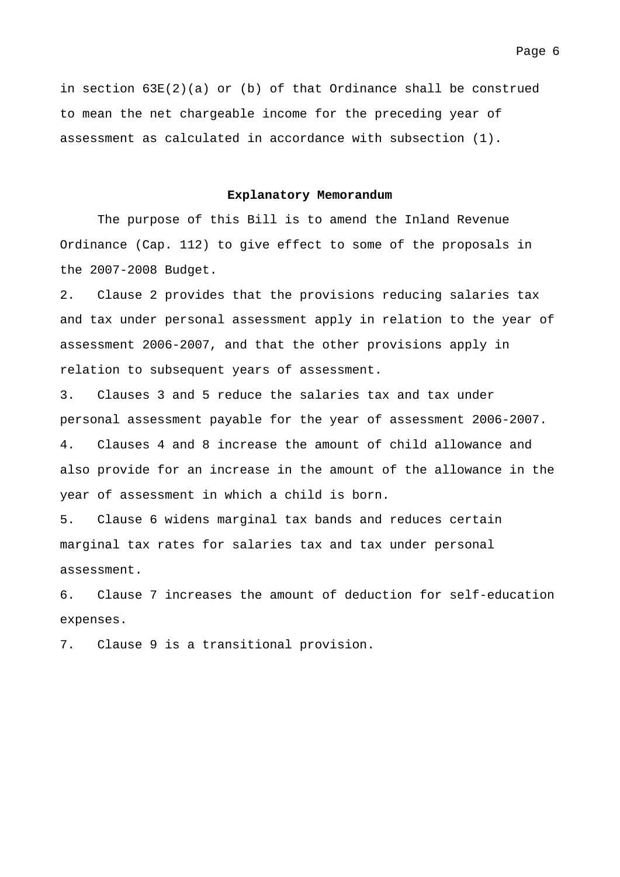in section 63E(2)(a) or (b) of that Ordinance shall be construed to mean the net chargeable income for the preceding year of assessment as calculated in accordance with subsection (1).

**Explanatory Memorandum**

The purpose of this Bill is to amend the Inland Revenue Ordinance (Cap. 112) to give effect to some of the proposals in the 2007-2008 Budget.

2. Clause 2 provides that the provisions reducing salaries tax and tax under personal assessment apply in relation to the year of assessment 2006-2007, and that the other provisions apply in relation to subsequent years of assessment.

3. Clauses 3 and 5 reduce the salaries tax and tax under personal assessment payable for the year of assessment 2006-2007.

4. Clauses 4 and 8 increase the amount of child allowance and also provide for an increase in the amount of the allowance in the year of assessment in which a child is born.

5. Clause 6 widens marginal tax bands and reduces certain marginal tax rates for salaries tax and tax under personal assessment.

6. Clause 7 increases the amount of deduction for self-education expenses.

7. Clause 9 is a transitional provision.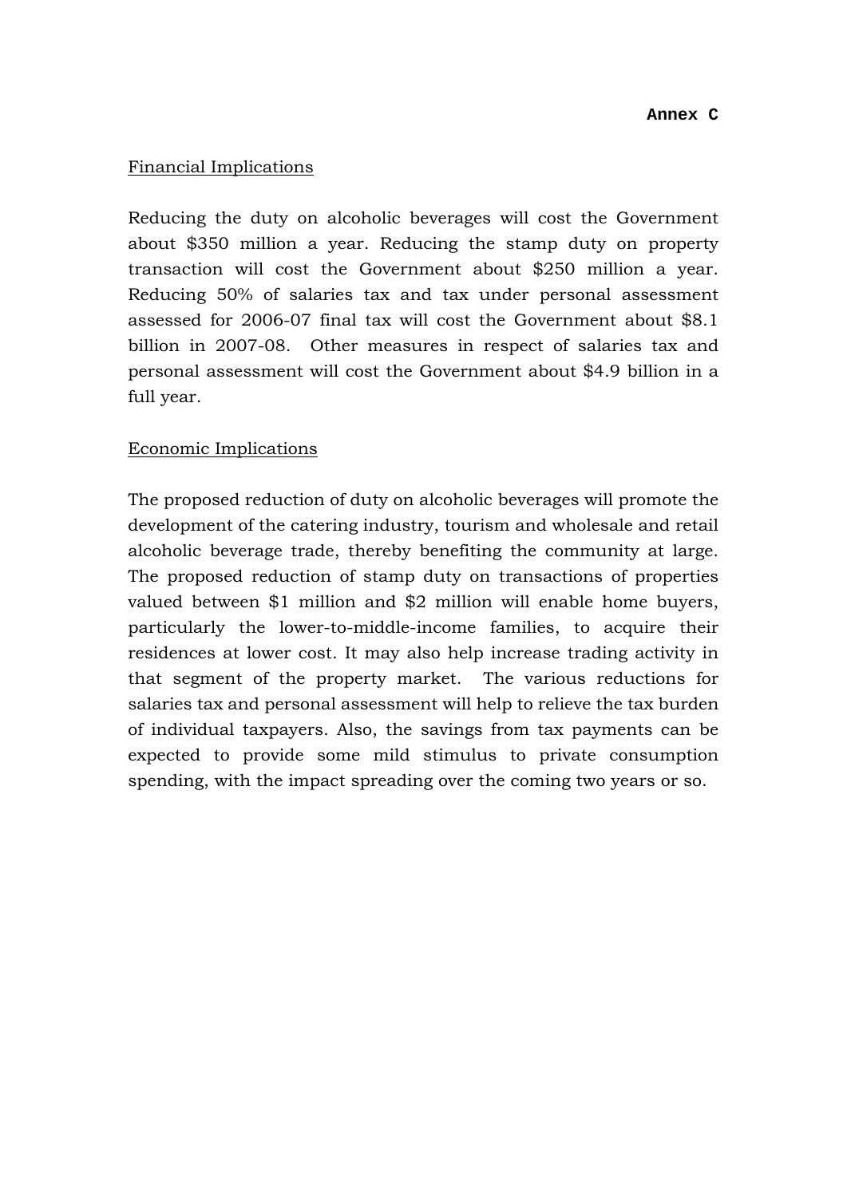**Annex C**

Financial Implications

Reducing the duty on alcoholic beverages will cost the Government about $350 million a year. Reducing the stamp duty on property transaction will cost the Government about $250 million a year. Reducing 50% of salaries tax and tax under personal assessment assessed for 2006-07 final tax will cost the Government about $8.1 billion in 2007-08. Other measures in respect of salaries tax and personal assessment will cost the Government about $4.9 billion in a full year.

Economic Implications

The proposed reduction of duty on alcoholic beverages will promote the development of the catering industry, tourism and wholesale and retail alcoholic beverage trade, thereby benefiting the community at large. The proposed reduction of stamp duty on transactions of properties valued between $1 million and $2 million will enable home buyers, particularly the lower-to-middle-income families, to acquire their residences at lower cost. It may also help increase trading activity in that segment of the property market. The various reductions for salaries tax and personal assessment will help to relieve the tax burden of individual taxpayers. Also, the savings from tax payments can be expected to provide some mild stimulus to private consumption spending, with the impact spreading over the coming two years or so.